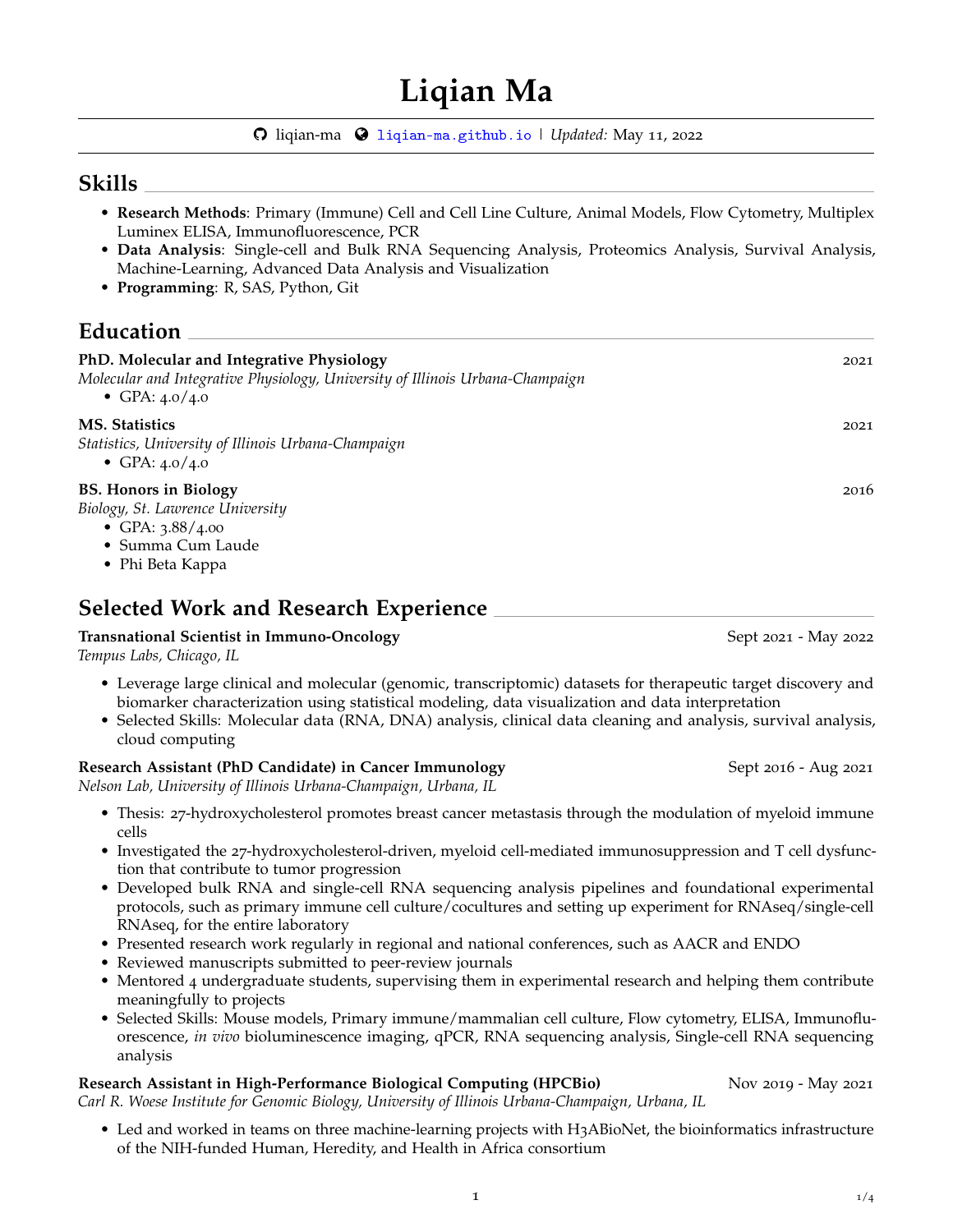# Liqian Ma

liqian-ma | liqian-ma.github.io | *Updated:* May 11, 2022

## Skills

- **Research Methods**: Primary (Immune) Cell and Cell Line Culture, Animal Models, Flow Cytometry, Multiplex Luminex ELISA, Immunofluorescence, PCR
- **Data Analysis**: Single-cell and Bulk RNA Sequencing Analysis, Proteomics Analysis, Survival Analysis, Machine-Learning, Advanced Data Analysis and Visualization
- **Programming**: R, SAS, Python, Git

## Education

**PhD. Molecular and Integrative Physiology** — 2021
*Molecular and Integrative Physiology, University of Illinois Urbana-Champaign*
- GPA: 4.0/4.0

**MS. Statistics** — 2021
*Statistics, University of Illinois Urbana-Champaign*
- GPA: 4.0/4.0

**BS. Honors in Biology** — 2016
*Biology, St. Lawrence University*
- GPA: 3.88/4.00
- Summa Cum Laude
- Phi Beta Kappa

## Selected Work and Research Experience

**Transnational Scientist in Immuno-Oncology** — Sept 2021 - May 2022
*Tempus Labs, Chicago, IL*

- Leverage large clinical and molecular (genomic, transcriptomic) datasets for therapeutic target discovery and biomarker characterization using statistical modeling, data visualization and data interpretation
- Selected Skills: Molecular data (RNA, DNA) analysis, clinical data cleaning and analysis, survival analysis, cloud computing

**Research Assistant (PhD Candidate) in Cancer Immunology** — Sept 2016 - Aug 2021
*Nelson Lab, University of Illinois Urbana-Champaign, Urbana, IL*

- Thesis: 27-hydroxycholesterol promotes breast cancer metastasis through the modulation of myeloid immune cells
- Investigated the 27-hydroxycholesterol-driven, myeloid cell-mediated immunosuppression and T cell dysfunction that contribute to tumor progression
- Developed bulk RNA and single-cell RNA sequencing analysis pipelines and foundational experimental protocols, such as primary immune cell culture/cocultures and setting up experiment for RNAseq/single-cell RNAseq, for the entire laboratory
- Presented research work regularly in regional and national conferences, such as AACR and ENDO
- Reviewed manuscripts submitted to peer-review journals
- Mentored 4 undergraduate students, supervising them in experimental research and helping them contribute meaningfully to projects
- Selected Skills: Mouse models, Primary immune/mammalian cell culture, Flow cytometry, ELISA, Immunofluorescence, *in vivo* bioluminescence imaging, qPCR, RNA sequencing analysis, Single-cell RNA sequencing analysis

**Research Assistant in High-Performance Biological Computing (HPCBio)** — Nov 2019 - May 2021
*Carl R. Woese Institute for Genomic Biology, University of Illinois Urbana-Champaign, Urbana, IL*

- Led and worked in teams on three machine-learning projects with H3ABioNet, the bioinformatics infrastructure of the NIH-funded Human, Heredity, and Health in Africa consortium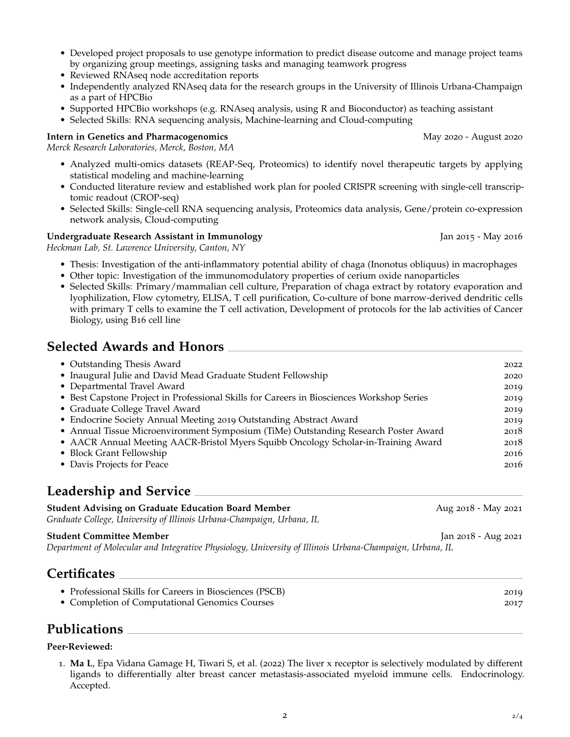- Developed project proposals to use genotype information to predict disease outcome and manage project teams by organizing group meetings, assigning tasks and managing teamwork progress
- Reviewed RNAseq node accreditation reports
- Independently analyzed RNAseq data for the research groups in the University of Illinois Urbana-Champaign as a part of HPCBio
- Supported HPCBio workshops (e.g. RNAseq analysis, using R and Bioconductor) as teaching assistant
- Selected Skills: RNA sequencing analysis, Machine-learning and Cloud-computing

**Intern in Genetics and Pharmacogenomics** May 2020 - August 2020
*Merck Research Laboratories, Merck, Boston, MA*

- Analyzed multi-omics datasets (REAP-Seq, Proteomics) to identify novel therapeutic targets by applying statistical modeling and machine-learning
- Conducted literature review and established work plan for pooled CRISPR screening with single-cell transcriptomic readout (CROP-seq)
- Selected Skills: Single-cell RNA sequencing analysis, Proteomics data analysis, Gene/protein co-expression network analysis, Cloud-computing

**Undergraduate Research Assistant in Immunology** Jan 2015 - May 2016
*Heckman Lab, St. Lawrence University, Canton, NY*

- Thesis: Investigation of the anti-inflammatory potential ability of chaga (Inonotus obliquus) in macrophages
- Other topic: Investigation of the immunomodulatory properties of cerium oxide nanoparticles
- Selected Skills: Primary/mammalian cell culture, Preparation of chaga extract by rotatory evaporation and lyophilization, Flow cytometry, ELISA, T cell purification, Co-culture of bone marrow-derived dendritic cells with primary T cells to examine the T cell activation, Development of protocols for the lab activities of Cancer Biology, using B16 cell line

## Selected Awards and Honors

- Outstanding Thesis Award 2022
- Inaugural Julie and David Mead Graduate Student Fellowship 2020
- Departmental Travel Award 2019
- Best Capstone Project in Professional Skills for Careers in Biosciences Workshop Series 2019
- Graduate College Travel Award 2019
- Endocrine Society Annual Meeting 2019 Outstanding Abstract Award 2019
- Annual Tissue Microenvironment Symposium (TiMe) Outstanding Research Poster Award 2018
- AACR Annual Meeting AACR-Bristol Myers Squibb Oncology Scholar-in-Training Award 2018
- Block Grant Fellowship 2016
- Davis Projects for Peace 2016

## Leadership and Service

**Student Advising on Graduate Education Board Member** Aug 2018 - May 2021
*Graduate College, University of Illinois Urbana-Champaign, Urbana, IL*

**Student Committee Member** Jan 2018 - Aug 2021
*Department of Molecular and Integrative Physiology, University of Illinois Urbana-Champaign, Urbana, IL*

## Certificates

- Professional Skills for Careers in Biosciences (PSCB) 2019
- Completion of Computational Genomics Courses 2017

## Publications

**Peer-Reviewed:**

1. **Ma L**, Epa Vidana Gamage H, Tiwari S, et al. (2022) The liver x receptor is selectively modulated by different ligands to differentially alter breast cancer metastasis-associated myeloid immune cells. Endocrinology. Accepted.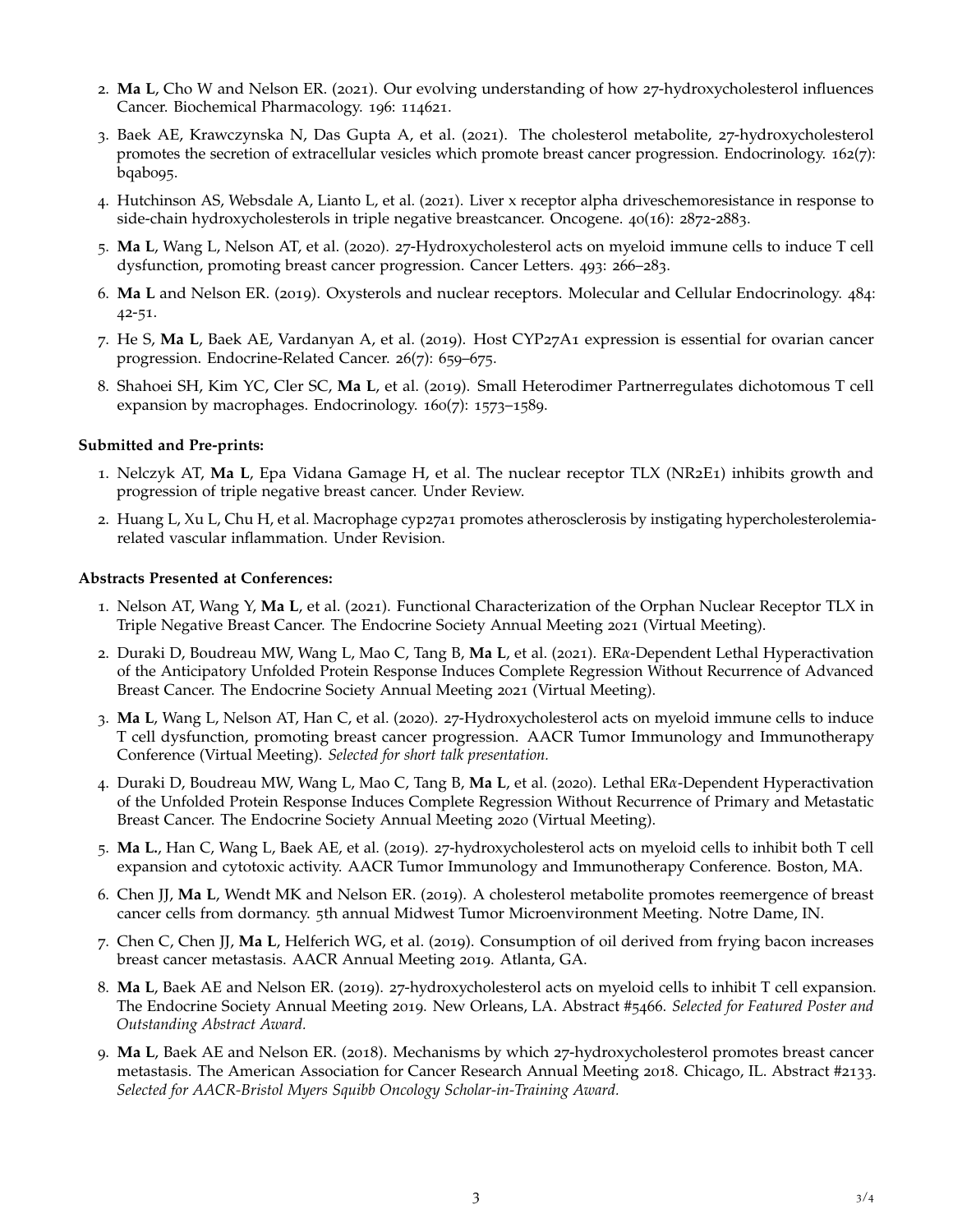2. **Ma L**, Cho W and Nelson ER. (2021). Our evolving understanding of how 27-hydroxycholesterol influences Cancer. Biochemical Pharmacology. 196: 114621.
3. Baek AE, Krawczynska N, Das Gupta A, et al. (2021). The cholesterol metabolite, 27-hydroxycholesterol promotes the secretion of extracellular vesicles which promote breast cancer progression. Endocrinology. 162(7): bqab095.
4. Hutchinson AS, Websdale A, Lianto L, et al. (2021). Liver x receptor alpha driveschemoresistance in response to side-chain hydroxycholesterols in triple negative breastcancer. Oncogene. 40(16): 2872-2883.
5. **Ma L**, Wang L, Nelson AT, et al. (2020). 27-Hydroxycholesterol acts on myeloid immune cells to induce T cell dysfunction, promoting breast cancer progression. Cancer Letters. 493: 266–283.
6. **Ma L** and Nelson ER. (2019). Oxysterols and nuclear receptors. Molecular and Cellular Endocrinology. 484: 42-51.
7. He S, **Ma L**, Baek AE, Vardanyan A, et al. (2019). Host CYP27A1 expression is essential for ovarian cancer progression. Endocrine-Related Cancer. 26(7): 659–675.
8. Shahoei SH, Kim YC, Cler SC, **Ma L**, et al. (2019). Small Heterodimer Partnerregulates dichotomous T cell expansion by macrophages. Endocrinology. 160(7): 1573–1589.

**Submitted and Pre-prints:**

1. Nelczyk AT, **Ma L**, Epa Vidana Gamage H, et al. The nuclear receptor TLX (NR2E1) inhibits growth and progression of triple negative breast cancer. Under Review.
2. Huang L, Xu L, Chu H, et al. Macrophage cyp27a1 promotes atherosclerosis by instigating hypercholesterolemia-related vascular inflammation. Under Revision.

**Abstracts Presented at Conferences:**

1. Nelson AT, Wang Y, **Ma L**, et al. (2021). Functional Characterization of the Orphan Nuclear Receptor TLX in Triple Negative Breast Cancer. The Endocrine Society Annual Meeting 2021 (Virtual Meeting).
2. Duraki D, Boudreau MW, Wang L, Mao C, Tang B, **Ma L**, et al. (2021). ER$\alpha$-Dependent Lethal Hyperactivation of the Anticipatory Unfolded Protein Response Induces Complete Regression Without Recurrence of Advanced Breast Cancer. The Endocrine Society Annual Meeting 2021 (Virtual Meeting).
3. **Ma L**, Wang L, Nelson AT, Han C, et al. (2020). 27-Hydroxycholesterol acts on myeloid immune cells to induce T cell dysfunction, promoting breast cancer progression. AACR Tumor Immunology and Immunotherapy Conference (Virtual Meeting). *Selected for short talk presentation.*
4. Duraki D, Boudreau MW, Wang L, Mao C, Tang B, **Ma L**, et al. (2020). Lethal ER$\alpha$-Dependent Hyperactivation of the Unfolded Protein Response Induces Complete Regression Without Recurrence of Primary and Metastatic Breast Cancer. The Endocrine Society Annual Meeting 2020 (Virtual Meeting).
5. **Ma L.**, Han C, Wang L, Baek AE, et al. (2019). 27-hydroxycholesterol acts on myeloid cells to inhibit both T cell expansion and cytotoxic activity. AACR Tumor Immunology and Immunotherapy Conference. Boston, MA.
6. Chen JJ, **Ma L**, Wendt MK and Nelson ER. (2019). A cholesterol metabolite promotes reemergence of breast cancer cells from dormancy. 5th annual Midwest Tumor Microenvironment Meeting. Notre Dame, IN.
7. Chen C, Chen JJ, **Ma L**, Helferich WG, et al. (2019). Consumption of oil derived from frying bacon increases breast cancer metastasis. AACR Annual Meeting 2019. Atlanta, GA.
8. **Ma L**, Baek AE and Nelson ER. (2019). 27-hydroxycholesterol acts on myeloid cells to inhibit T cell expansion. The Endocrine Society Annual Meeting 2019. New Orleans, LA. Abstract #5466. *Selected for Featured Poster and Outstanding Abstract Award.*
9. **Ma L**, Baek AE and Nelson ER. (2018). Mechanisms by which 27-hydroxycholesterol promotes breast cancer metastasis. The American Association for Cancer Research Annual Meeting 2018. Chicago, IL. Abstract #2133. *Selected for AACR-Bristol Myers Squibb Oncology Scholar-in-Training Award.*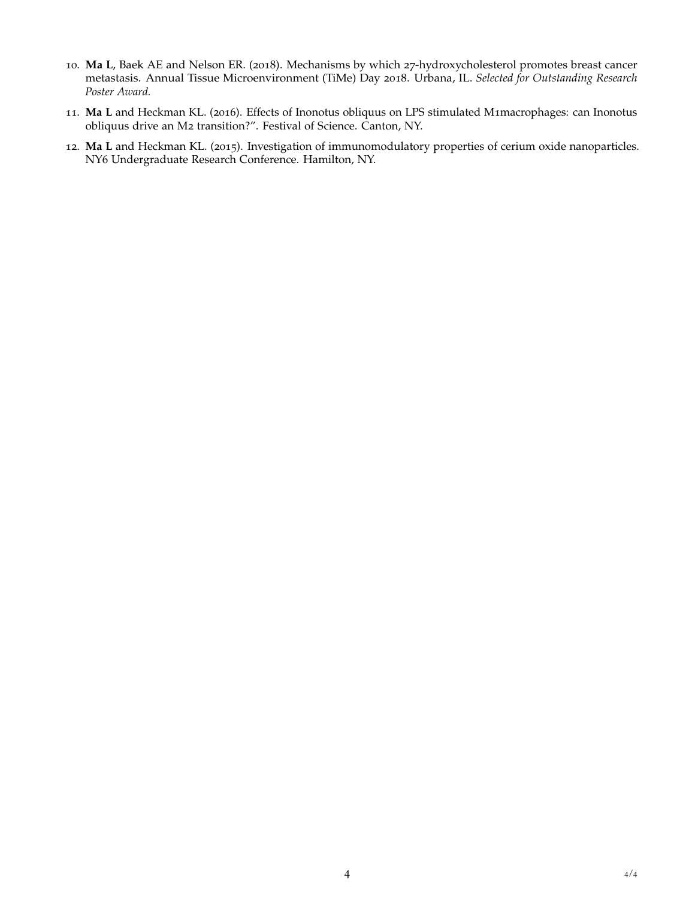10. **Ma L**, Baek AE and Nelson ER. (2018). Mechanisms by which 27-hydroxycholesterol promotes breast cancer metastasis. Annual Tissue Microenvironment (TiMe) Day 2018. Urbana, IL. *Selected for Outstanding Research Poster Award.*

11. **Ma L** and Heckman KL. (2016). Effects of Inonotus obliquus on LPS stimulated M1macrophages: can Inonotus obliquus drive an M2 transition?". Festival of Science. Canton, NY.

12. **Ma L** and Heckman KL. (2015). Investigation of immunomodulatory properties of cerium oxide nanoparticles. NY6 Undergraduate Research Conference. Hamilton, NY.